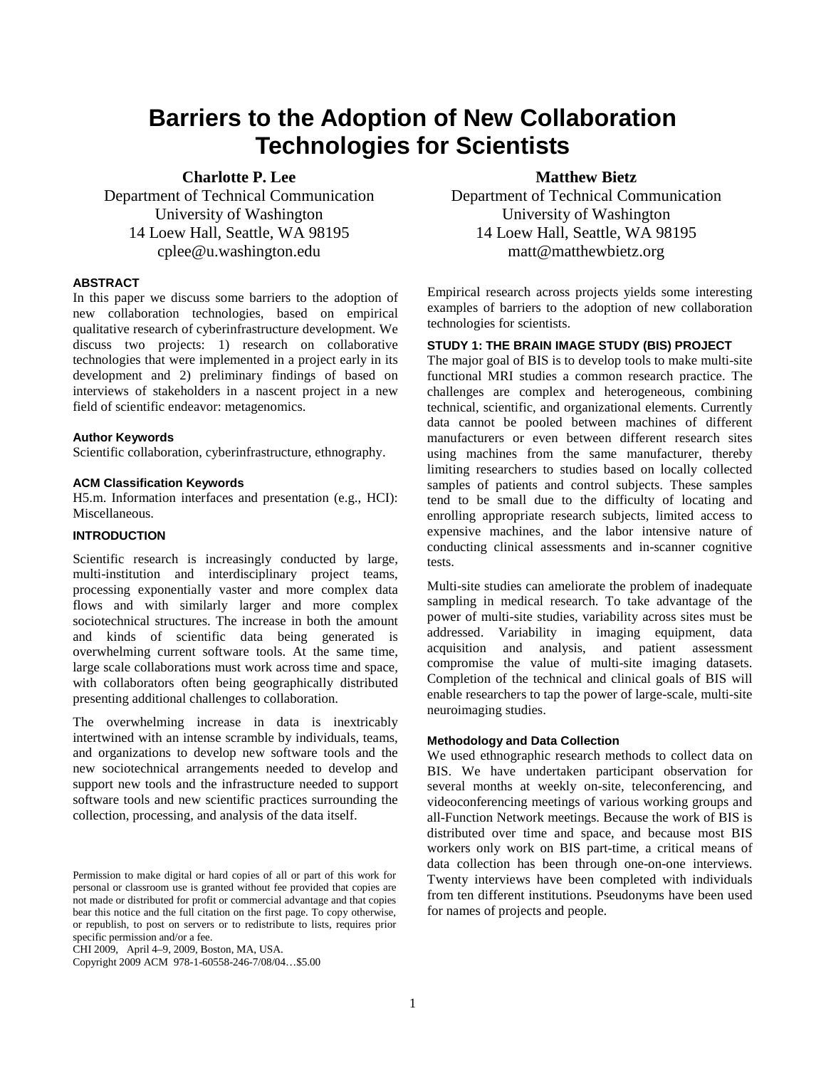# Barriers to the Adoption of New Collaboration Technologies for Scientists

**Charlotte P. Lee**
Department of Technical Communication
University of Washington
14 Loew Hall, Seattle, WA 98195
cplee@u.washington.edu

**Matthew Bietz**
Department of Technical Communication
University of Washington
14 Loew Hall, Seattle, WA 98195
matt@matthewbietz.org

### ABSTRACT

In this paper we discuss some barriers to the adoption of new collaboration technologies, based on empirical qualitative research of cyberinfrastructure development. We discuss two projects: 1) research on collaborative technologies that were implemented in a project early in its development and 2) preliminary findings of based on interviews of stakeholders in a nascent project in a new field of scientific endeavor: metagenomics.

### Author Keywords

Scientific collaboration, cyberinfrastructure, ethnography.

### ACM Classification Keywords

H5.m. Information interfaces and presentation (e.g., HCI): Miscellaneous.

### INTRODUCTION

Scientific research is increasingly conducted by large, multi-institution and interdisciplinary project teams, processing exponentially vaster and more complex data flows and with similarly larger and more complex sociotechnical structures. The increase in both the amount and kinds of scientific data being generated is overwhelming current software tools. At the same time, large scale collaborations must work across time and space, with collaborators often being geographically distributed presenting additional challenges to collaboration.

The overwhelming increase in data is inextricably intertwined with an intense scramble by individuals, teams, and organizations to develop new software tools and the new sociotechnical arrangements needed to develop and support new tools and the infrastructure needed to support software tools and new scientific practices surrounding the collection, processing, and analysis of the data itself.

Permission to make digital or hard copies of all or part of this work for personal or classroom use is granted without fee provided that copies are not made or distributed for profit or commercial advantage and that copies bear this notice and the full citation on the first page. To copy otherwise, or republish, to post on servers or to redistribute to lists, requires prior specific permission and/or a fee.
CHI 2009, April 4–9, 2009, Boston, MA, USA.
Copyright 2009 ACM 978-1-60558-246-7/08/04…$5.00

Empirical research across projects yields some interesting examples of barriers to the adoption of new collaboration technologies for scientists.

### STUDY 1: THE BRAIN IMAGE STUDY (BIS) PROJECT

The major goal of BIS is to develop tools to make multi-site functional MRI studies a common research practice. The challenges are complex and heterogeneous, combining technical, scientific, and organizational elements. Currently data cannot be pooled between machines of different manufacturers or even between different research sites using machines from the same manufacturer, thereby limiting researchers to studies based on locally collected samples of patients and control subjects. These samples tend to be small due to the difficulty of locating and enrolling appropriate research subjects, limited access to expensive machines, and the labor intensive nature of conducting clinical assessments and in-scanner cognitive tests.

Multi-site studies can ameliorate the problem of inadequate sampling in medical research. To take advantage of the power of multi-site studies, variability across sites must be addressed. Variability in imaging equipment, data acquisition and analysis, and patient assessment compromise the value of multi-site imaging datasets. Completion of the technical and clinical goals of BIS will enable researchers to tap the power of large-scale, multi-site neuroimaging studies.

### Methodology and Data Collection

We used ethnographic research methods to collect data on BIS. We have undertaken participant observation for several months at weekly on-site, teleconferencing, and videoconferencing meetings of various working groups and all-Function Network meetings. Because the work of BIS is distributed over time and space, and because most BIS workers only work on BIS part-time, a critical means of data collection has been through one-on-one interviews. Twenty interviews have been completed with individuals from ten different institutions. Pseudonyms have been used for names of projects and people.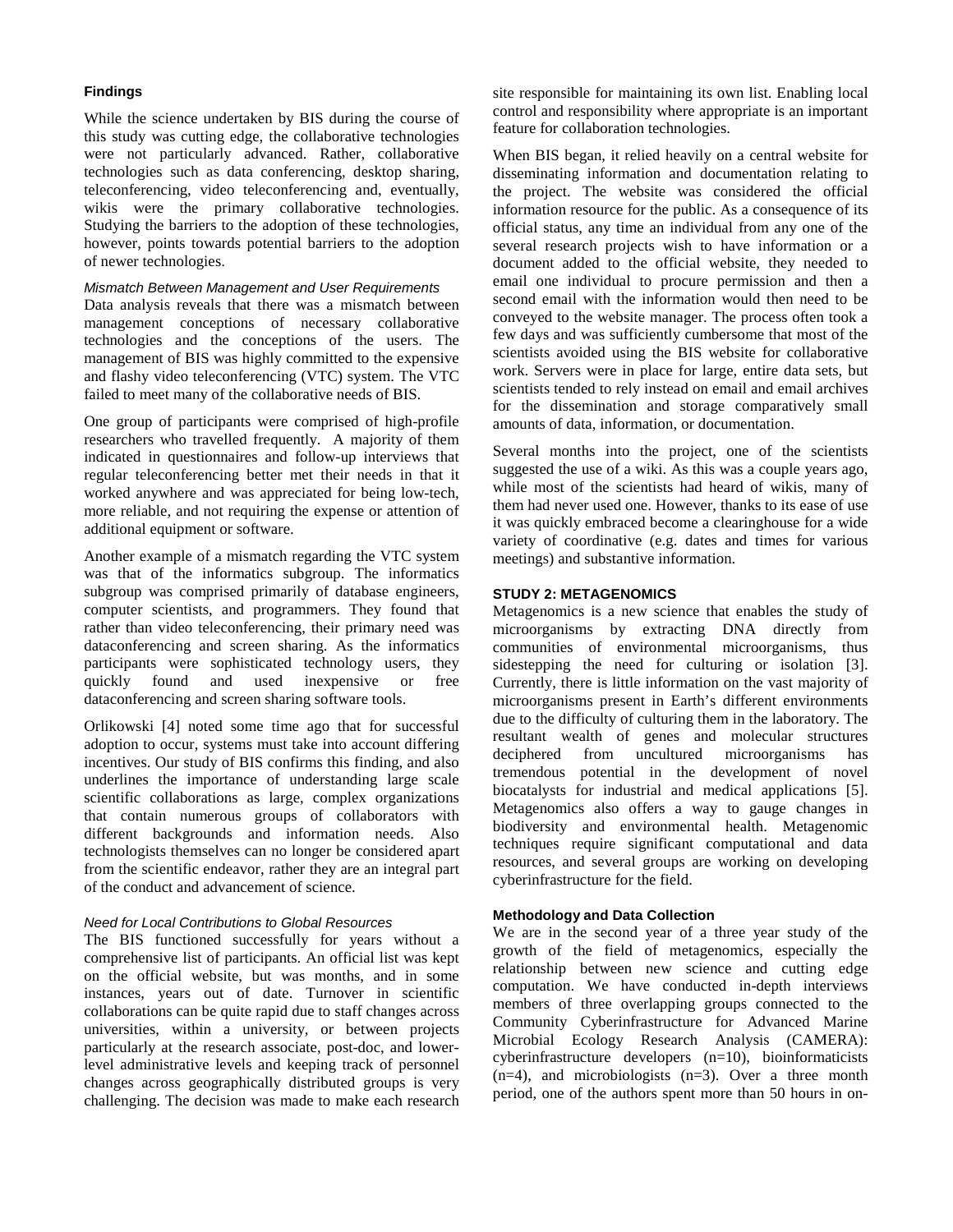### Findings

While the science undertaken by BIS during the course of this study was cutting edge, the collaborative technologies were not particularly advanced. Rather, collaborative technologies such as data conferencing, desktop sharing, teleconferencing, video teleconferencing and, eventually, wikis were the primary collaborative technologies. Studying the barriers to the adoption of these technologies, however, points towards potential barriers to the adoption of newer technologies.

#### *Mismatch Between Management and User Requirements*

Data analysis reveals that there was a mismatch between management conceptions of necessary collaborative technologies and the conceptions of the users. The management of BIS was highly committed to the expensive and flashy video teleconferencing (VTC) system. The VTC failed to meet many of the collaborative needs of BIS.

One group of participants were comprised of high-profile researchers who travelled frequently. A majority of them indicated in questionnaires and follow-up interviews that regular teleconferencing better met their needs in that it worked anywhere and was appreciated for being low-tech, more reliable, and not requiring the expense or attention of additional equipment or software.

Another example of a mismatch regarding the VTC system was that of the informatics subgroup. The informatics subgroup was comprised primarily of database engineers, computer scientists, and programmers. They found that rather than video teleconferencing, their primary need was dataconferencing and screen sharing. As the informatics participants were sophisticated technology users, they quickly found and used inexpensive or free dataconferencing and screen sharing software tools.

Orlikowski [4] noted some time ago that for successful adoption to occur, systems must take into account differing incentives. Our study of BIS confirms this finding, and also underlines the importance of understanding large scale scientific collaborations as large, complex organizations that contain numerous groups of collaborators with different backgrounds and information needs. Also technologists themselves can no longer be considered apart from the scientific endeavor, rather they are an integral part of the conduct and advancement of science.

#### *Need for Local Contributions to Global Resources*

The BIS functioned successfully for years without a comprehensive list of participants. An official list was kept on the official website, but was months, and in some instances, years out of date. Turnover in scientific collaborations can be quite rapid due to staff changes across universities, within a university, or between projects particularly at the research associate, post-doc, and lower-level administrative levels and keeping track of personnel changes across geographically distributed groups is very challenging. The decision was made to make each research site responsible for maintaining its own list. Enabling local control and responsibility where appropriate is an important feature for collaboration technologies.

When BIS began, it relied heavily on a central website for disseminating information and documentation relating to the project. The website was considered the official information resource for the public. As a consequence of its official status, any time an individual from any one of the several research projects wish to have information or a document added to the official website, they needed to email one individual to procure permission and then a second email with the information would then need to be conveyed to the website manager. The process often took a few days and was sufficiently cumbersome that most of the scientists avoided using the BIS website for collaborative work. Servers were in place for large, entire data sets, but scientists tended to rely instead on email and email archives for the dissemination and storage comparatively small amounts of data, information, or documentation.

Several months into the project, one of the scientists suggested the use of a wiki. As this was a couple years ago, while most of the scientists had heard of wikis, many of them had never used one. However, thanks to its ease of use it was quickly embraced become a clearinghouse for a wide variety of coordinative (e.g. dates and times for various meetings) and substantive information.

## STUDY 2: METAGENOMICS

Metagenomics is a new science that enables the study of microorganisms by extracting DNA directly from communities of environmental microorganisms, thus sidestepping the need for culturing or isolation [3]. Currently, there is little information on the vast majority of microorganisms present in Earth's different environments due to the difficulty of culturing them in the laboratory. The resultant wealth of genes and molecular structures deciphered from uncultured microorganisms has tremendous potential in the development of novel biocatalysts for industrial and medical applications [5]. Metagenomics also offers a way to gauge changes in biodiversity and environmental health. Metagenomic techniques require significant computational and data resources, and several groups are working on developing cyberinfrastructure for the field.

### Methodology and Data Collection

We are in the second year of a three year study of the growth of the field of metagenomics, especially the relationship between new science and cutting edge computation. We have conducted in-depth interviews members of three overlapping groups connected to the Community Cyberinfrastructure for Advanced Marine Microbial Ecology Research Analysis (CAMERA): cyberinfrastructure developers (n=10), bioinformaticists (n=4), and microbiologists (n=3). Over a three month period, one of the authors spent more than 50 hours in on-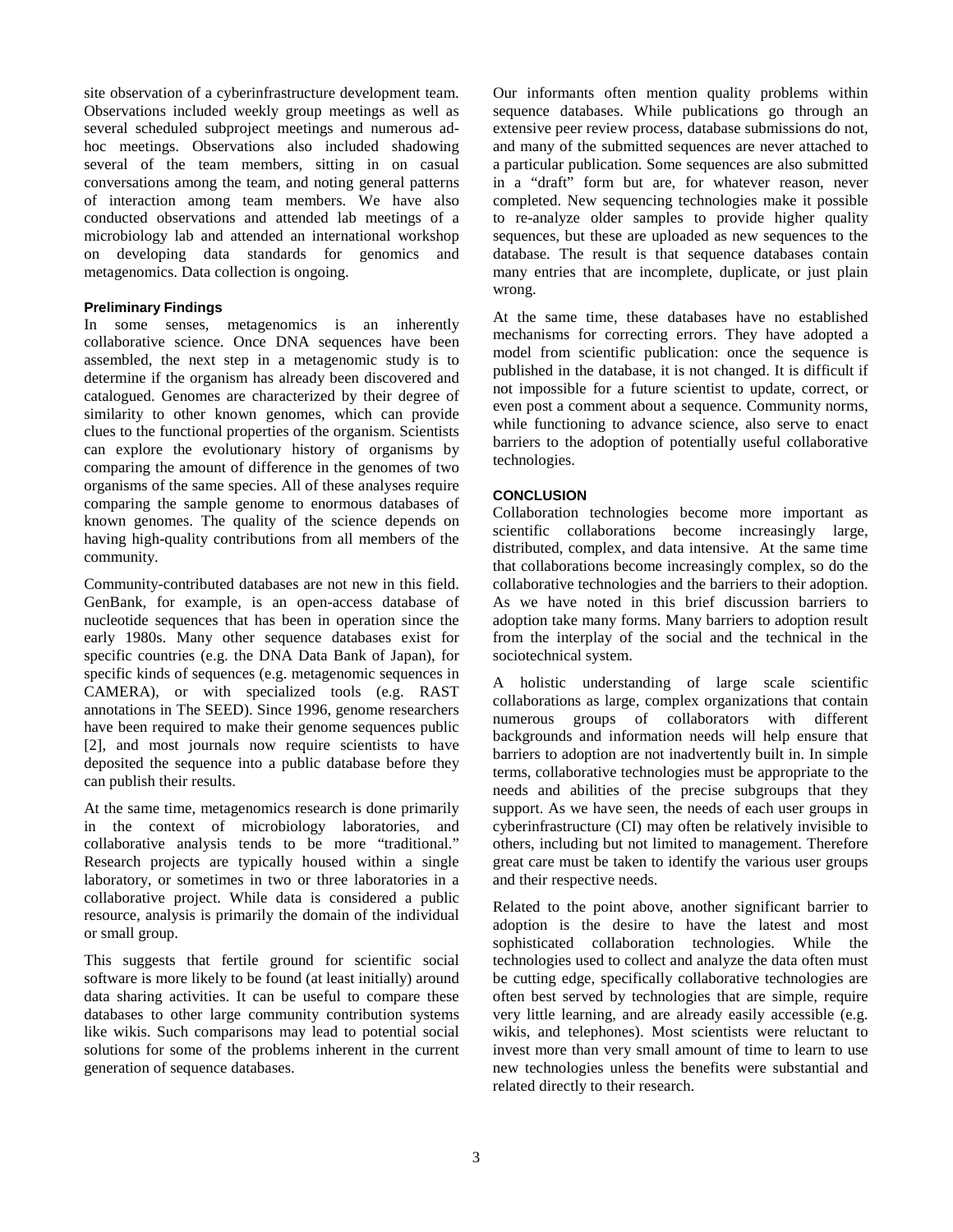site observation of a cyberinfrastructure development team. Observations included weekly group meetings as well as several scheduled subproject meetings and numerous ad-hoc meetings. Observations also included shadowing several of the team members, sitting in on casual conversations among the team, and noting general patterns of interaction among team members. We have also conducted observations and attended lab meetings of a microbiology lab and attended an international workshop on developing data standards for genomics and metagenomics. Data collection is ongoing.

### Preliminary Findings

In some senses, metagenomics is an inherently collaborative science. Once DNA sequences have been assembled, the next step in a metagenomic study is to determine if the organism has already been discovered and catalogued. Genomes are characterized by their degree of similarity to other known genomes, which can provide clues to the functional properties of the organism. Scientists can explore the evolutionary history of organisms by comparing the amount of difference in the genomes of two organisms of the same species. All of these analyses require comparing the sample genome to enormous databases of known genomes. The quality of the science depends on having high-quality contributions from all members of the community.

Community-contributed databases are not new in this field. GenBank, for example, is an open-access database of nucleotide sequences that has been in operation since the early 1980s. Many other sequence databases exist for specific countries (e.g. the DNA Data Bank of Japan), for specific kinds of sequences (e.g. metagenomic sequences in CAMERA), or with specialized tools (e.g. RAST annotations in The SEED). Since 1996, genome researchers have been required to make their genome sequences public [2], and most journals now require scientists to have deposited the sequence into a public database before they can publish their results.

At the same time, metagenomics research is done primarily in the context of microbiology laboratories, and collaborative analysis tends to be more "traditional." Research projects are typically housed within a single laboratory, or sometimes in two or three laboratories in a collaborative project. While data is considered a public resource, analysis is primarily the domain of the individual or small group.

This suggests that fertile ground for scientific social software is more likely to be found (at least initially) around data sharing activities. It can be useful to compare these databases to other large community contribution systems like wikis. Such comparisons may lead to potential social solutions for some of the problems inherent in the current generation of sequence databases.

Our informants often mention quality problems within sequence databases. While publications go through an extensive peer review process, database submissions do not, and many of the submitted sequences are never attached to a particular publication. Some sequences are also submitted in a "draft" form but are, for whatever reason, never completed. New sequencing technologies make it possible to re-analyze older samples to provide higher quality sequences, but these are uploaded as new sequences to the database. The result is that sequence databases contain many entries that are incomplete, duplicate, or just plain wrong.

At the same time, these databases have no established mechanisms for correcting errors. They have adopted a model from scientific publication: once the sequence is published in the database, it is not changed. It is difficult if not impossible for a future scientist to update, correct, or even post a comment about a sequence. Community norms, while functioning to advance science, also serve to enact barriers to the adoption of potentially useful collaborative technologies.

## CONCLUSION

Collaboration technologies become more important as scientific collaborations become increasingly large, distributed, complex, and data intensive. At the same time that collaborations become increasingly complex, so do the collaborative technologies and the barriers to their adoption. As we have noted in this brief discussion barriers to adoption take many forms. Many barriers to adoption result from the interplay of the social and the technical in the sociotechnical system.

A holistic understanding of large scale scientific collaborations as large, complex organizations that contain numerous groups of collaborators with different backgrounds and information needs will help ensure that barriers to adoption are not inadvertently built in. In simple terms, collaborative technologies must be appropriate to the needs and abilities of the precise subgroups that they support. As we have seen, the needs of each user groups in cyberinfrastructure (CI) may often be relatively invisible to others, including but not limited to management. Therefore great care must be taken to identify the various user groups and their respective needs.

Related to the point above, another significant barrier to adoption is the desire to have the latest and most sophisticated collaboration technologies. While the technologies used to collect and analyze the data often must be cutting edge, specifically collaborative technologies are often best served by technologies that are simple, require very little learning, and are already easily accessible (e.g. wikis, and telephones). Most scientists were reluctant to invest more than very small amount of time to learn to use new technologies unless the benefits were substantial and related directly to their research.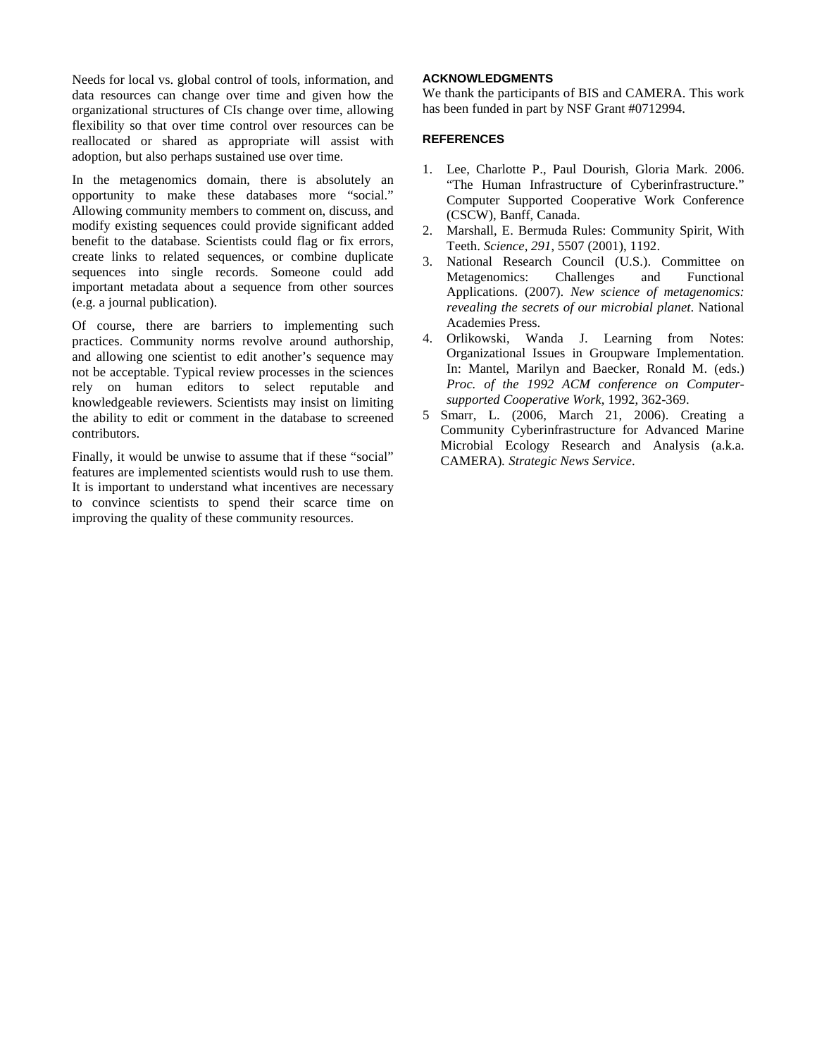Needs for local vs. global control of tools, information, and data resources can change over time and given how the organizational structures of CIs change over time, allowing flexibility so that over time control over resources can be reallocated or shared as appropriate will assist with adoption, but also perhaps sustained use over time.

In the metagenomics domain, there is absolutely an opportunity to make these databases more "social." Allowing community members to comment on, discuss, and modify existing sequences could provide significant added benefit to the database. Scientists could flag or fix errors, create links to related sequences, or combine duplicate sequences into single records. Someone could add important metadata about a sequence from other sources (e.g. a journal publication).

Of course, there are barriers to implementing such practices. Community norms revolve around authorship, and allowing one scientist to edit another's sequence may not be acceptable. Typical review processes in the sciences rely on human editors to select reputable and knowledgeable reviewers. Scientists may insist on limiting the ability to edit or comment in the database to screened contributors.

Finally, it would be unwise to assume that if these "social" features are implemented scientists would rush to use them. It is important to understand what incentives are necessary to convince scientists to spend their scarce time on improving the quality of these community resources.

## ACKNOWLEDGMENTS

We thank the participants of BIS and CAMERA. This work has been funded in part by NSF Grant #0712994.

## REFERENCES

1. Lee, Charlotte P., Paul Dourish, Gloria Mark. 2006. "The Human Infrastructure of Cyberinfrastructure." Computer Supported Cooperative Work Conference (CSCW), Banff, Canada.
2. Marshall, E. Bermuda Rules: Community Spirit, With Teeth. *Science, 291*, 5507 (2001), 1192.
3. National Research Council (U.S.). Committee on Metagenomics: Challenges and Functional Applications. (2007). *New science of metagenomics: revealing the secrets of our microbial planet*. National Academies Press.
4. Orlikowski, Wanda J. Learning from Notes: Organizational Issues in Groupware Implementation. In: Mantel, Marilyn and Baecker, Ronald M. (eds.) *Proc. of the 1992 ACM conference on Computer-supported Cooperative Work*, 1992, 362-369.
5. Smarr, L. (2006, March 21, 2006). Creating a Community Cyberinfrastructure for Advanced Marine Microbial Ecology Research and Analysis (a.k.a. CAMERA). *Strategic News Service*.